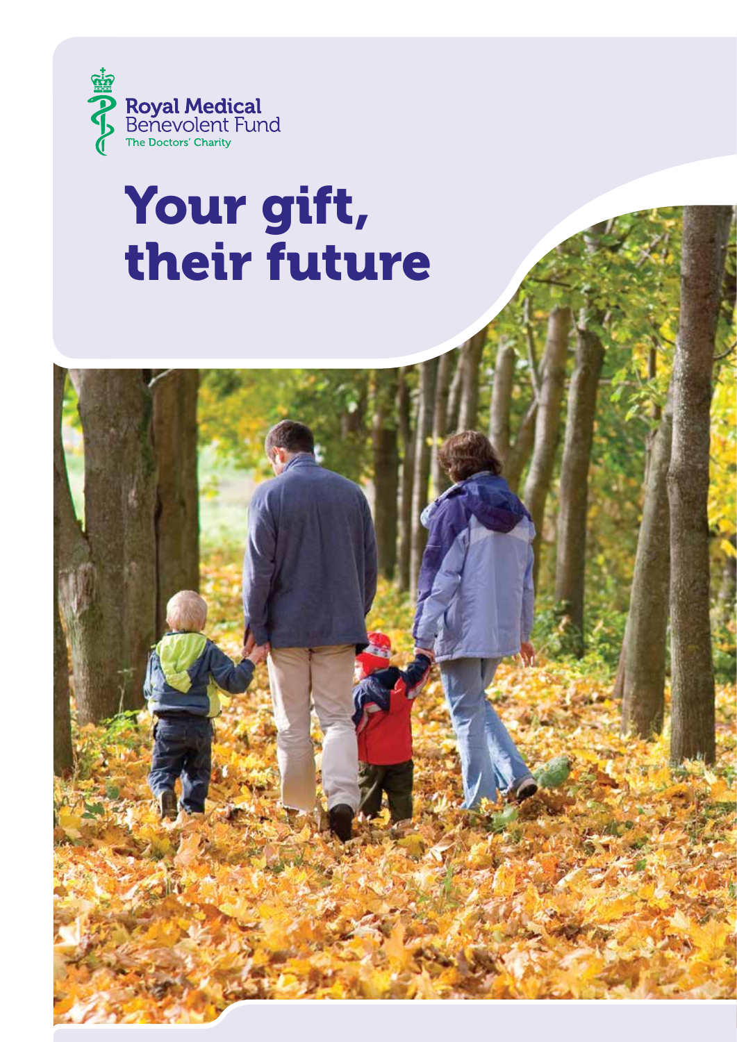Royal Medical Benevolent Fund

The Doctors' Charity

# Your gift, their future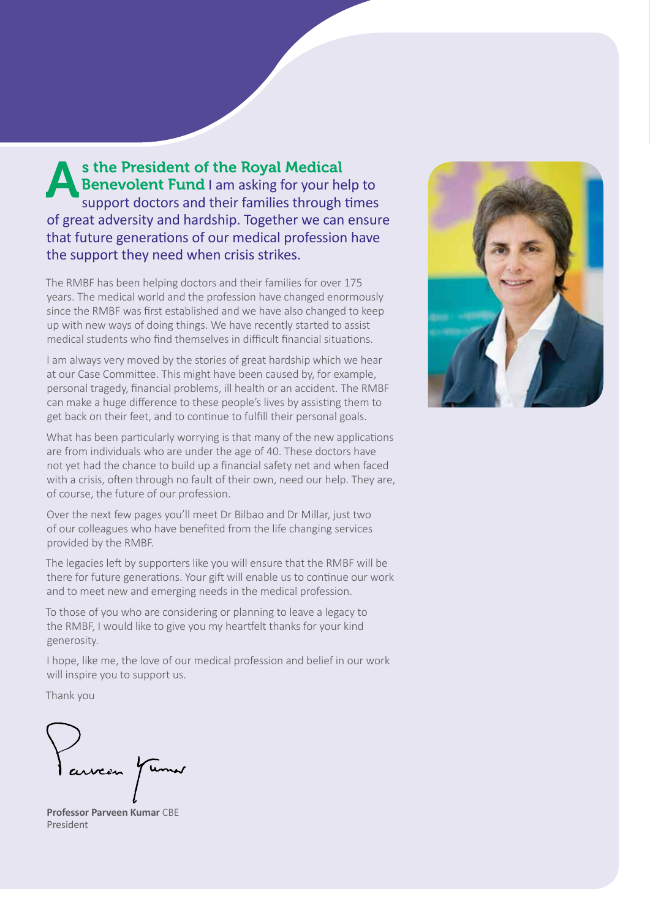**As the President of the Royal Medical Benevolent Fund** I am asking for your help to support doctors and their families through times of great adversity and hardship. Together we can ensure that future generations of our medical profession have the support they need when crisis strikes.

The RMBF has been helping doctors and their families for over 175 years. The medical world and the profession have changed enormously since the RMBF was first established and we have also changed to keep up with new ways of doing things. We have recently started to assist medical students who find themselves in difficult financial situations.

I am always very moved by the stories of great hardship which we hear at our Case Committee. This might have been caused by, for example, personal tragedy, financial problems, ill health or an accident. The RMBF can make a huge difference to these people's lives by assisting them to get back on their feet, and to continue to fulfill their personal goals.

What has been particularly worrying is that many of the new applications are from individuals who are under the age of 40. These doctors have not yet had the chance to build up a financial safety net and when faced with a crisis, often through no fault of their own, need our help. They are, of course, the future of our profession.

Over the next few pages you'll meet Dr Bilbao and Dr Millar, just two of our colleagues who have benefited from the life changing services provided by the RMBF.

The legacies left by supporters like you will ensure that the RMBF will be there for future generations. Your gift will enable us to continue our work and to meet new and emerging needs in the medical profession.

To those of you who are considering or planning to leave a legacy to the RMBF, I would like to give you my heartfelt thanks for your kind generosity.

I hope, like me, the love of our medical profession and belief in our work will inspire you to support us.

Thank you

Parveen Kumar

**Professor Parveen Kumar** CBE
President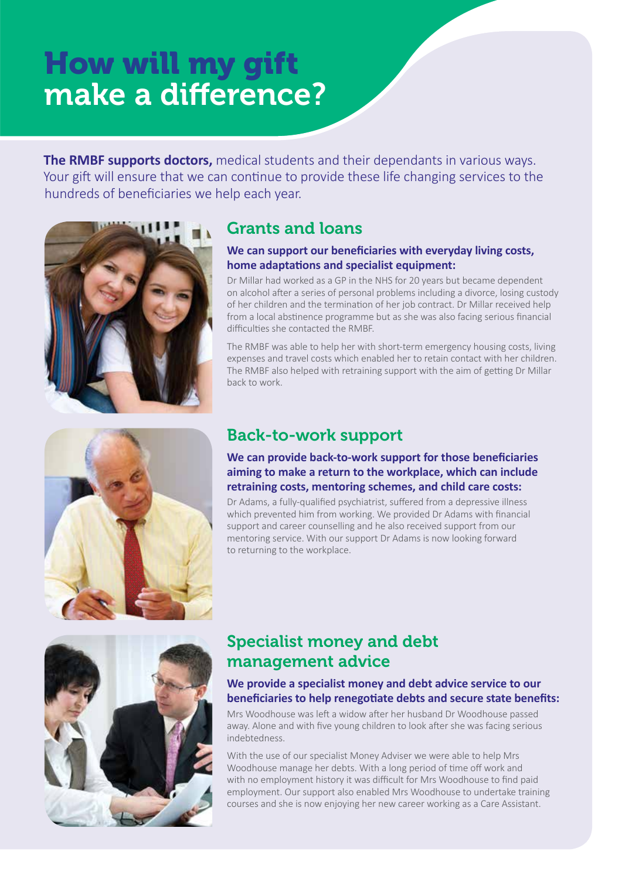# How will my gift make a difference?

**The RMBF supports doctors,** medical students and their dependants in various ways. Your gift will ensure that we can continue to provide these life changing services to the hundreds of beneficiaries we help each year.

## Grants and loans

**We can support our beneficiaries with everyday living costs, home adaptations and specialist equipment:**

Dr Millar had worked as a GP in the NHS for 20 years but became dependent on alcohol after a series of personal problems including a divorce, losing custody of her children and the termination of her job contract. Dr Millar received help from a local abstinence programme but as she was also facing serious financial difficulties she contacted the RMBF.

The RMBF was able to help her with short-term emergency housing costs, living expenses and travel costs which enabled her to retain contact with her children. The RMBF also helped with retraining support with the aim of getting Dr Millar back to work.

## Back-to-work support

**We can provide back-to-work support for those beneficiaries aiming to make a return to the workplace, which can include retraining costs, mentoring schemes, and child care costs:**

Dr Adams, a fully-qualified psychiatrist, suffered from a depressive illness which prevented him from working. We provided Dr Adams with financial support and career counselling and he also received support from our mentoring service. With our support Dr Adams is now looking forward to returning to the workplace.

## Specialist money and debt management advice

**We provide a specialist money and debt advice service to our beneficiaries to help renegotiate debts and secure state benefits:**

Mrs Woodhouse was left a widow after her husband Dr Woodhouse passed away. Alone and with five young children to look after she was facing serious indebtedness.

With the use of our specialist Money Adviser we were able to help Mrs Woodhouse manage her debts. With a long period of time off work and with no employment history it was difficult for Mrs Woodhouse to find paid employment. Our support also enabled Mrs Woodhouse to undertake training courses and she is now enjoying her new career working as a Care Assistant.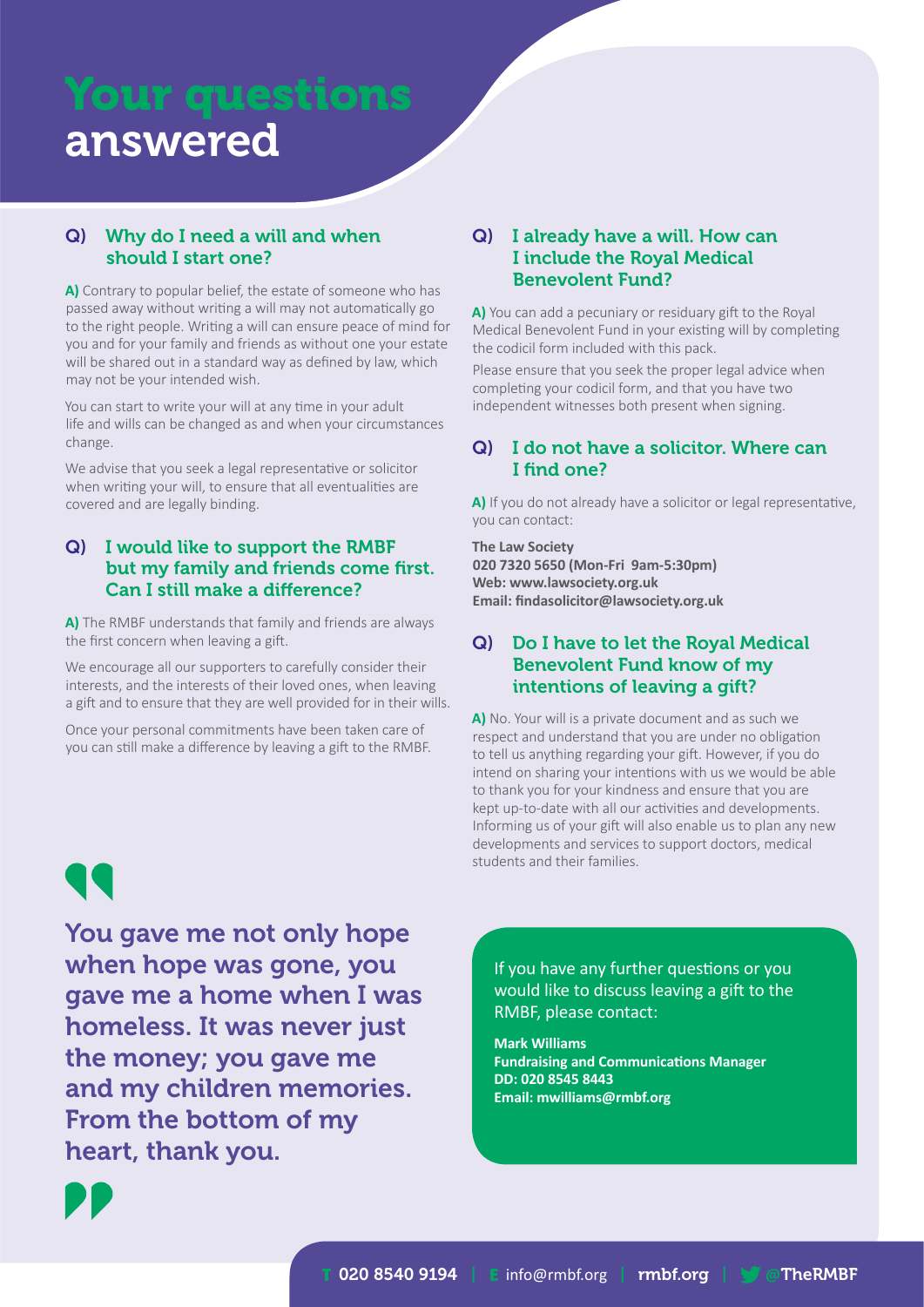# Your questions answered

### Q) Why do I need a will and when should I start one?

**A)** Contrary to popular belief, the estate of someone who has passed away without writing a will may not automatically go to the right people. Writing a will can ensure peace of mind for you and for your family and friends as without one your estate will be shared out in a standard way as defined by law, which may not be your intended wish.

You can start to write your will at any time in your adult life and wills can be changed as and when your circumstances change.

We advise that you seek a legal representative or solicitor when writing your will, to ensure that all eventualities are covered and are legally binding.

### Q) I would like to support the RMBF but my family and friends come first. Can I still make a difference?

**A)** The RMBF understands that family and friends are always the first concern when leaving a gift.

We encourage all our supporters to carefully consider their interests, and the interests of their loved ones, when leaving a gift and to ensure that they are well provided for in their wills.

Once your personal commitments have been taken care of you can still make a difference by leaving a gift to the RMBF.

### Q) I already have a will. How can I include the Royal Medical Benevolent Fund?

**A)** You can add a pecuniary or residuary gift to the Royal Medical Benevolent Fund in your existing will by completing the codicil form included with this pack.

Please ensure that you seek the proper legal advice when completing your codicil form, and that you have two independent witnesses both present when signing.

### Q) I do not have a solicitor. Where can I find one?

**A)** If you do not already have a solicitor or legal representative, you can contact:

**The Law Society**
**020 7320 5650 (Mon-Fri 9am-5:30pm)**
**Web: www.lawsociety.org.uk**
**Email: findasolicitor@lawsociety.org.uk**

### Q) Do I have to let the Royal Medical Benevolent Fund know of my intentions of leaving a gift?

**A)** No. Your will is a private document and as such we respect and understand that you are under no obligation to tell us anything regarding your gift. However, if you do intend on sharing your intentions with us we would be able to thank you for your kindness and ensure that you are kept up-to-date with all our activities and developments. Informing us of your gift will also enable us to plan any new developments and services to support doctors, medical students and their families.

> You gave me not only hope when hope was gone, you gave me a home when I was homeless. It was never just the money; you gave me and my children memories. From the bottom of my heart, thank you.

If you have any further questions or you would like to discuss leaving a gift to the RMBF, please contact:

**Mark Williams**
**Fundraising and Communications Manager**
**DD: 020 8545 8443**
**Email: mwilliams@rmbf.org**

T 020 8540 9194 | E info@rmbf.org | rmbf.org | @TheRMBF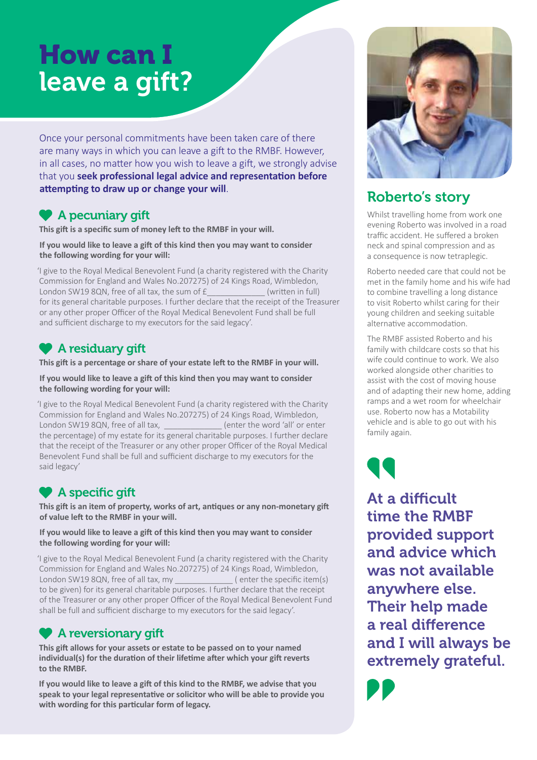# How can I leave a gift?

Once your personal commitments have been taken care of there are many ways in which you can leave a gift to the RMBF. However, in all cases, no matter how you wish to leave a gift, we strongly advise that you **seek professional legal advice and representation before attempting to draw up or change your will**.

## A pecuniary gift

**This gift is a specific sum of money left to the RMBF in your will.**

**If you would like to leave a gift of this kind then you may want to consider the following wording for your will:**

'I give to the Royal Medical Benevolent Fund (a charity registered with the Charity Commission for England and Wales No.207275) of 24 Kings Road, Wimbledon, London SW19 8QN, free of all tax, the sum of £_____________ (written in full) for its general charitable purposes. I further declare that the receipt of the Treasurer or any other proper Officer of the Royal Medical Benevolent Fund shall be full and sufficient discharge to my executors for the said legacy'.

## A residuary gift

**This gift is a percentage or share of your estate left to the RMBF in your will.**

**If you would like to leave a gift of this kind then you may want to consider the following wording for your will:**

'I give to the Royal Medical Benevolent Fund (a charity registered with the Charity Commission for England and Wales No.207275) of 24 Kings Road, Wimbledon, London SW19 8QN, free of all tax, _____________ (enter the word 'all' or enter the percentage) of my estate for its general charitable purposes. I further declare that the receipt of the Treasurer or any other proper Officer of the Royal Medical Benevolent Fund shall be full and sufficient discharge to my executors for the said legacy'

## A specific gift

**This gift is an item of property, works of art, antiques or any non-monetary gift of value left to the RMBF in your will.**

**If you would like to leave a gift of this kind then you may want to consider the following wording for your will:**

'I give to the Royal Medical Benevolent Fund (a charity registered with the Charity Commission for England and Wales No.207275) of 24 Kings Road, Wimbledon, London SW19 8QN, free of all tax, my _____________ ( enter the specific item(s) to be given) for its general charitable purposes. I further declare that the receipt of the Treasurer or any other proper Officer of the Royal Medical Benevolent Fund shall be full and sufficient discharge to my executors for the said legacy'.

## A reversionary gift

**This gift allows for your assets or estate to be passed on to your named individual(s) for the duration of their lifetime after which your gift reverts to the RMBF.**

**If you would like to leave a gift of this kind to the RMBF, we advise that you speak to your legal representative or solicitor who will be able to provide you with wording for this particular form of legacy.**

## Roberto's story

Whilst travelling home from work one evening Roberto was involved in a road traffic accident. He suffered a broken neck and spinal compression and as a consequence is now tetraplegic.

Roberto needed care that could not be met in the family home and his wife had to combine travelling a long distance to visit Roberto whilst caring for their young children and seeking suitable alternative accommodation.

The RMBF assisted Roberto and his family with childcare costs so that his wife could continue to work. We also worked alongside other charities to assist with the cost of moving house and of adapting their new home, adding ramps and a wet room for wheelchair use. Roberto now has a Motability vehicle and is able to go out with his family again.

> **At a difficult time the RMBF provided support and advice which was not available anywhere else. Their help made a real difference and I will always be extremely grateful.**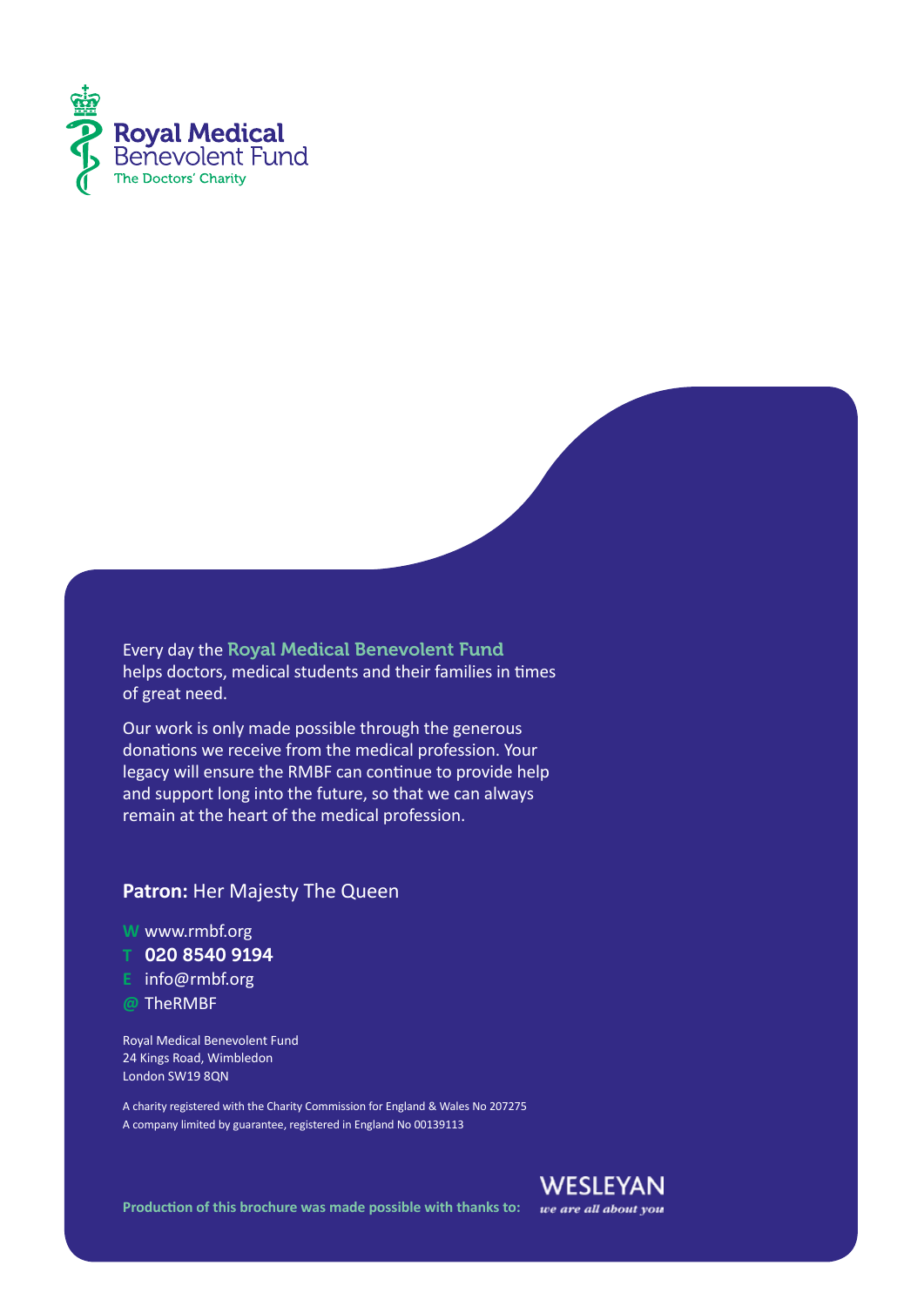Royal Medical Benevolent Fund
The Doctors' Charity

Every day the **Royal Medical Benevolent Fund** helps doctors, medical students and their families in times of great need.

Our work is only made possible through the generous donations we receive from the medical profession. Your legacy will ensure the RMBF can continue to provide help and support long into the future, so that we can always remain at the heart of the medical profession.

**Patron:** Her Majesty The Queen

W www.rmbf.org
T **020 8540 9194**
E info@rmbf.org
@ TheRMBF

Royal Medical Benevolent Fund
24 Kings Road, Wimbledon
London SW19 8QN

A charity registered with the Charity Commission for England & Wales No 207275
A company limited by guarantee, registered in England No 00139113

**Production of this brochure was made possible with thanks to:** WESLEYAN *we are all about you*